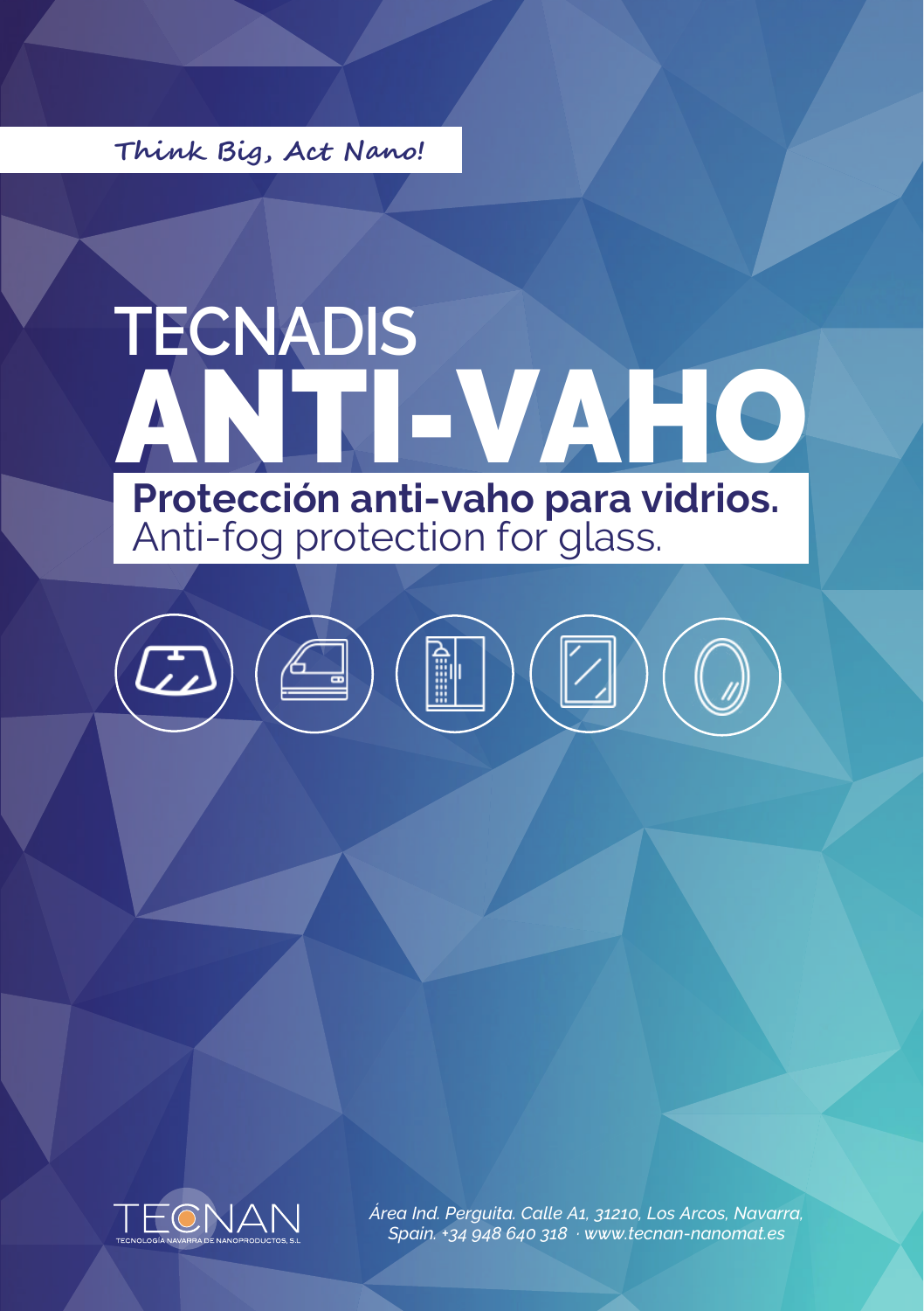Think Big, Act Nano!

# TECNADIS ANTI-VAHO

**Protección anti-vaho para vidrios.**
Anti-fog protection for glass.

TECNAN
TECNOLOGÍA NAVARRA DE NANOPRODUCTOS, S.L.

*Área Ind. Perguita. Calle A1, 31210, Los Arcos, Navarra, Spain. +34 948 640 318 · www.tecnan-nanomat.es*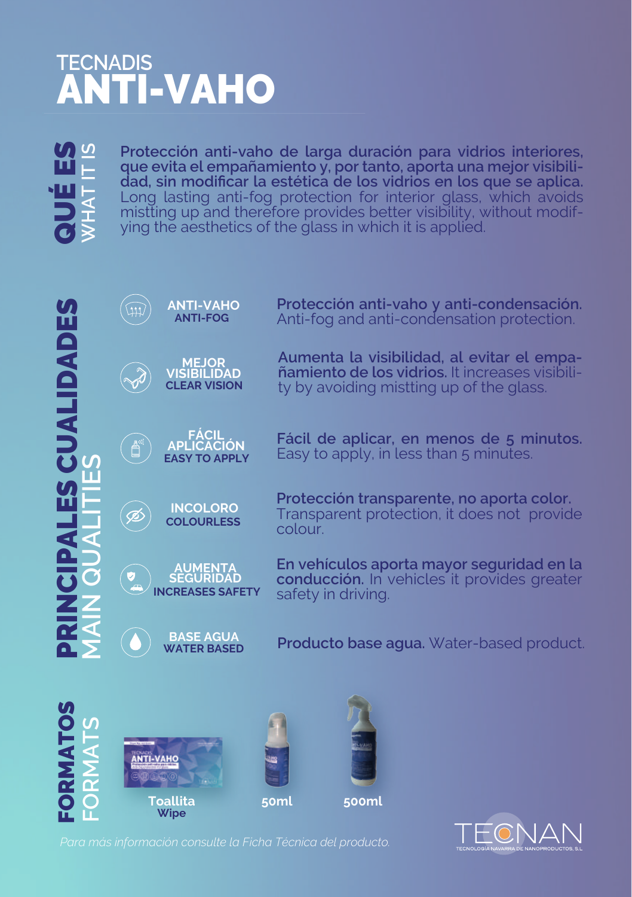# TECNADIS ANTI-VAHO

## QUÉ ES / WHAT IT IS

**Protección anti-vaho de larga duración para vidrios interiores, que evita el empañamiento y, por tanto, aporta una mejor visibilidad, sin modificar la estética de los vidrios en los que se aplica.** Long lasting anti-fog protection for interior glass, which avoids mistting up and therefore provides better visibility, without modifying the aesthetics of the glass in which it is applied.

## PRINCIPALES CUALIDADES / MAIN QUALITIES

**ANTI-VAHO / ANTI-FOG**
**Protección anti-vaho y anti-condensación.** Anti-fog and anti-condensation protection.

**MEJOR VISIBILIDAD / CLEAR VISION**
**Aumenta la visibilidad, al evitar el empañamiento de los vidrios.** It increases visibility by avoiding mistting up of the glass.

**FÁCIL APLICACIÓN / EASY TO APPLY**
**Fácil de aplicar, en menos de 5 minutos.** Easy to apply, in less than 5 minutes.

**INCOLORO / COLOURLESS**
**Protección transparente, no aporta color.** Transparent protection, it does not provide colour.

**AUMENTA SEGURIDAD / INCREASES SAFETY**
**En vehículos aporta mayor seguridad en la conducción.** In vehicles it provides greater safety in driving.

**BASE AGUA / WATER BASED**
**Producto base agua.** Water-based product.

## FORMATOS / FORMATS

**Toallita / Wipe**

**50ml**

**500ml**

*Para más información consulte la Ficha Técnica del producto.*

TECNAN
TECNOLOGÍA NAVARRA DE NANOPRODUCTOS, S.L.